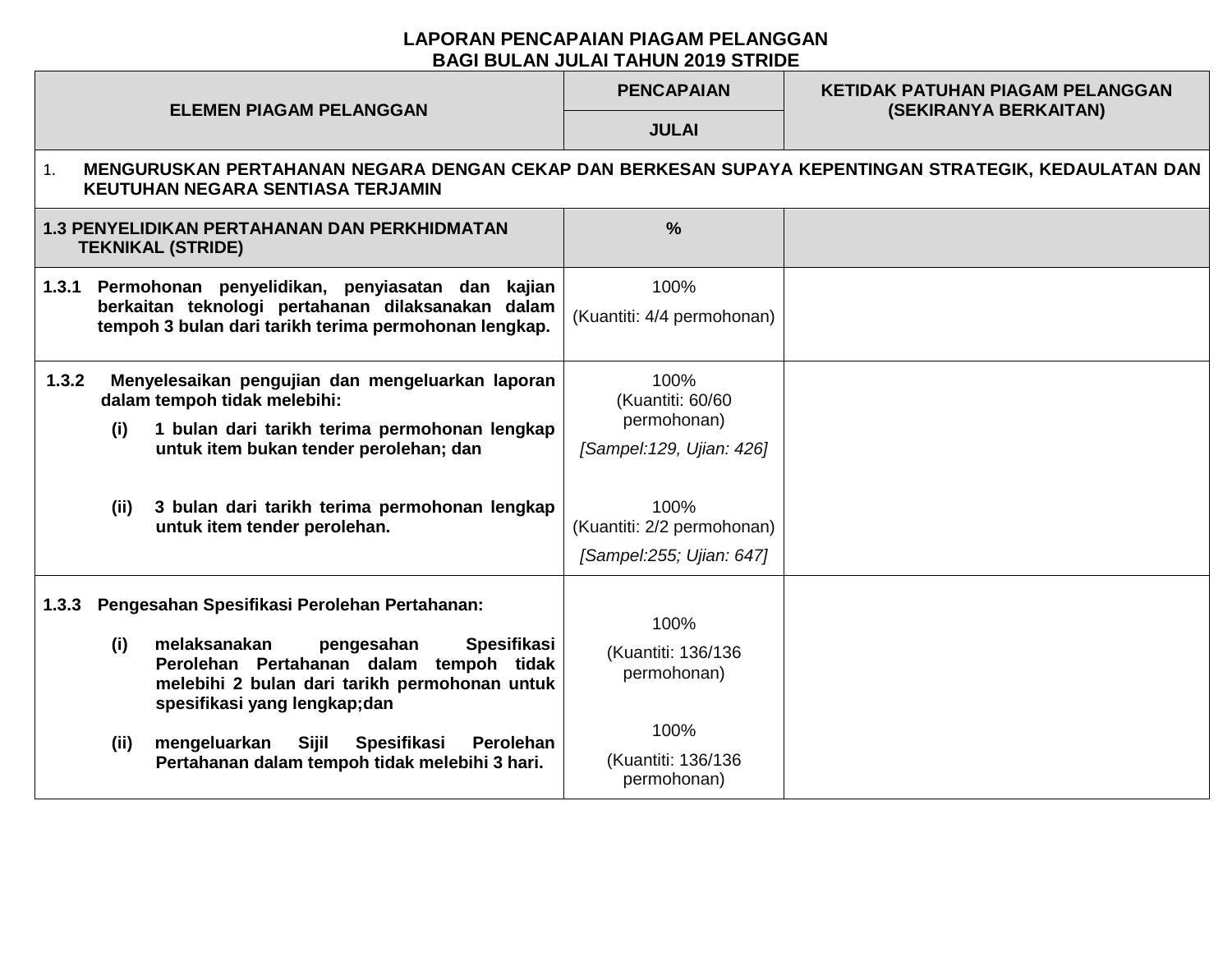**LAPORAN PENCAPAIAN PIAGAM PELANGGAN**
**BAGI BULAN JULAI TAHUN 2019 STRIDE**

| ELEMEN PIAGAM PELANGGAN | PENCAPAIAN | KETIDAK PATUHAN PIAGAM PELANGGAN (SEKIRANYA BERKAITAN) |
|---|---|---|
| | **JULAI** | |
| **1. MENGURUSKAN PERTAHANAN NEGARA DENGAN CEKAP DAN BERKESAN SUPAYA KEPENTINGAN STRATEGIK, KEDAULATAN DAN KEUTUHAN NEGARA SENTIASA TERJAMIN** | | |
| **1.3 PENYELIDIKAN PERTAHANAN DAN PERKHIDMATAN TEKNIKAL (STRIDE)** | **%** | |
| **1.3.1 Permohonan penyelidikan, penyiasatan dan kajian berkaitan teknologi pertahanan dilaksanakan dalam tempoh 3 bulan dari tarikh terima permohonan lengkap.** | 100% (Kuantiti: 4/4 permohonan) | |
| **1.3.2 Menyelesaikan pengujian dan mengeluarkan laporan dalam tempoh tidak melebihi:** **(i) 1 bulan dari tarikh terima permohonan lengkap untuk item bukan tender perolehan; dan** | 100% (Kuantiti: 60/60 permohonan) *[Sampel:129, Ujian: 426]* | |
| **(ii) 3 bulan dari tarikh terima permohonan lengkap untuk item tender perolehan.** | 100% (Kuantiti: 2/2 permohonan) *[Sampel:255; Ujian: 647]* | |
| **1.3.3 Pengesahan Spesifikasi Perolehan Pertahanan:** **(i) melaksanakan pengesahan Spesifikasi Perolehan Pertahanan dalam tempoh tidak melebihi 2 bulan dari tarikh permohonan untuk spesifikasi yang lengkap;dan** | 100% (Kuantiti: 136/136 permohonan) | |
| **(ii) mengeluarkan Sijil Spesifikasi Perolehan Pertahanan dalam tempoh tidak melebihi 3 hari.** | 100% (Kuantiti: 136/136 permohonan) | |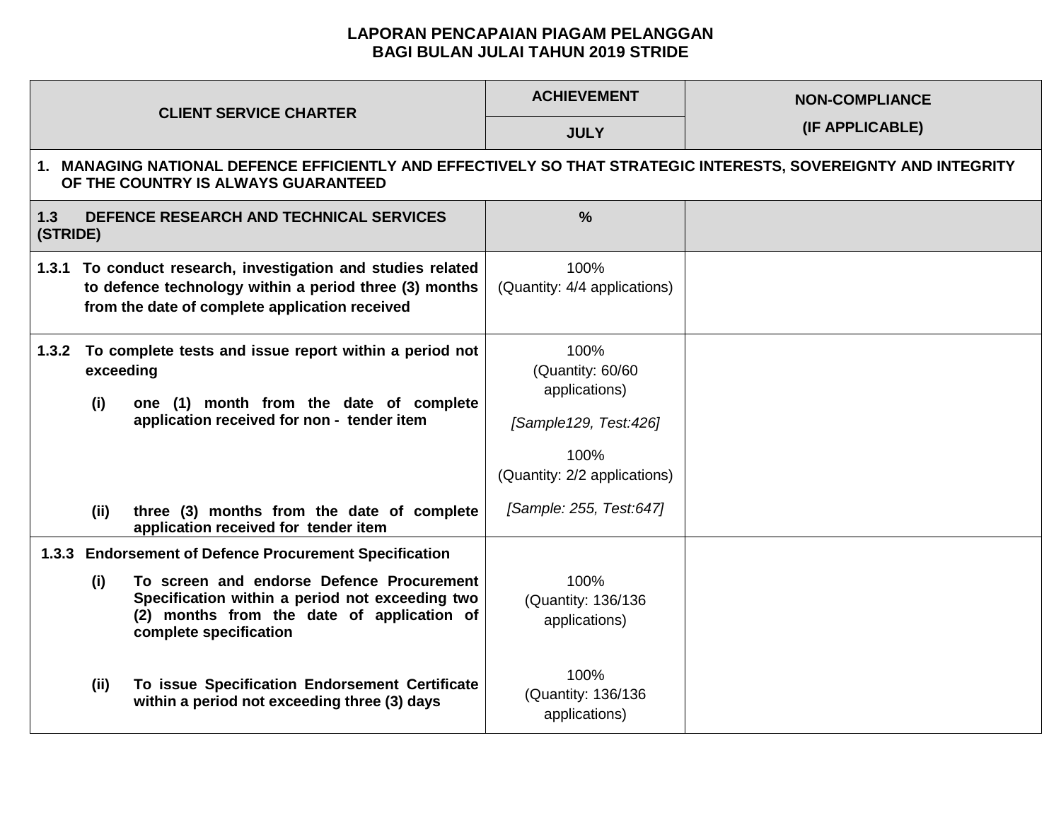## LAPORAN PENCAPAIAN PIAGAM PELANGGAN
## BAGI BULAN JULAI TAHUN 2019 STRIDE

| CLIENT SERVICE CHARTER | ACHIEVEMENT | NON-COMPLIANCE (IF APPLICABLE) |
|---|---|---|
| | JULY | |
| **1. MANAGING NATIONAL DEFENCE EFFICIENTLY AND EFFECTIVELY SO THAT STRATEGIC INTERESTS, SOVEREIGNTY AND INTEGRITY OF THE COUNTRY IS ALWAYS GUARANTEED** | | |
| **1.3 DEFENCE RESEARCH AND TECHNICAL SERVICES (STRIDE)** | **%** | |
| **1.3.1 To conduct research, investigation and studies related to defence technology within a period three (3) months from the date of complete application received** | 100% (Quantity: 4/4 applications) | |
| **1.3.2 To complete tests and issue report within a period not exceeding** | | |
| **(i) one (1) month from the date of complete application received for non - tender item** | 100% (Quantity: 60/60 applications) *[Sample129, Test:426]* | |
| **(ii) three (3) months from the date of complete application received for tender item** | 100% (Quantity: 2/2 applications) *[Sample: 255, Test:647]* | |
| **1.3.3 Endorsement of Defence Procurement Specification** | | |
| **(i) To screen and endorse Defence Procurement Specification within a period not exceeding two (2) months from the date of application of complete specification** | 100% (Quantity: 136/136 applications) | |
| **(ii) To issue Specification Endorsement Certificate within a period not exceeding three (3) days** | 100% (Quantity: 136/136 applications) | |